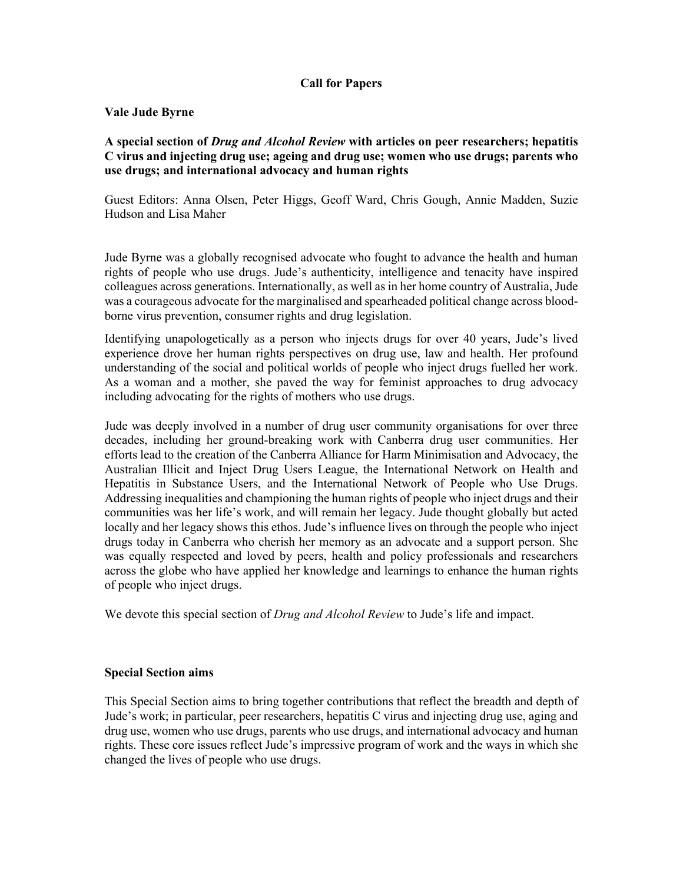**Call for Papers**

**Vale Jude Byrne**

**A special section of *Drug and Alcohol Review* with articles on peer researchers; hepatitis C virus and injecting drug use; ageing and drug use; women who use drugs; parents who use drugs; and international advocacy and human rights**

Guest Editors: Anna Olsen, Peter Higgs, Geoff Ward, Chris Gough, Annie Madden, Suzie Hudson and Lisa Maher

Jude Byrne was a globally recognised advocate who fought to advance the health and human rights of people who use drugs. Jude's authenticity, intelligence and tenacity have inspired colleagues across generations. Internationally, as well as in her home country of Australia, Jude was a courageous advocate for the marginalised and spearheaded political change across blood-borne virus prevention, consumer rights and drug legislation.

Identifying unapologetically as a person who injects drugs for over 40 years, Jude's lived experience drove her human rights perspectives on drug use, law and health. Her profound understanding of the social and political worlds of people who inject drugs fuelled her work. As a woman and a mother, she paved the way for feminist approaches to drug advocacy including advocating for the rights of mothers who use drugs.

Jude was deeply involved in a number of drug user community organisations for over three decades, including her ground-breaking work with Canberra drug user communities. Her efforts lead to the creation of the Canberra Alliance for Harm Minimisation and Advocacy, the Australian Illicit and Inject Drug Users League, the International Network on Health and Hepatitis in Substance Users, and the International Network of People who Use Drugs. Addressing inequalities and championing the human rights of people who inject drugs and their communities was her life's work, and will remain her legacy. Jude thought globally but acted locally and her legacy shows this ethos. Jude's influence lives on through the people who inject drugs today in Canberra who cherish her memory as an advocate and a support person. She was equally respected and loved by peers, health and policy professionals and researchers across the globe who have applied her knowledge and learnings to enhance the human rights of people who inject drugs.

We devote this special section of *Drug and Alcohol Review* to Jude's life and impact.

**Special Section aims**

This Special Section aims to bring together contributions that reflect the breadth and depth of Jude's work; in particular, peer researchers, hepatitis C virus and injecting drug use, aging and drug use, women who use drugs, parents who use drugs, and international advocacy and human rights. These core issues reflect Jude's impressive program of work and the ways in which she changed the lives of people who use drugs.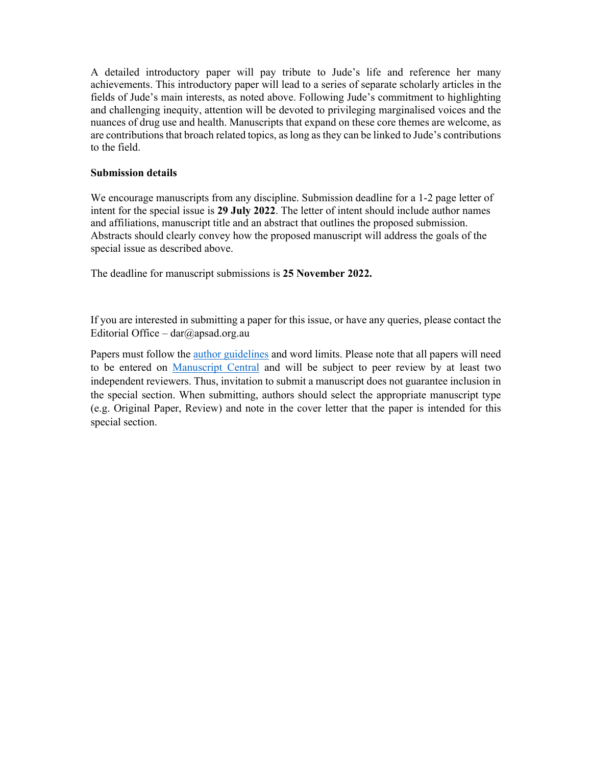A detailed introductory paper will pay tribute to Jude's life and reference her many achievements. This introductory paper will lead to a series of separate scholarly articles in the fields of Jude's main interests, as noted above. Following Jude's commitment to highlighting and challenging inequity, attention will be devoted to privileging marginalised voices and the nuances of drug use and health. Manuscripts that expand on these core themes are welcome, as are contributions that broach related topics, as long as they can be linked to Jude's contributions to the field.

**Submission details**

We encourage manuscripts from any discipline. Submission deadline for a 1-2 page letter of intent for the special issue is **29 July 2022**. The letter of intent should include author names and affiliations, manuscript title and an abstract that outlines the proposed submission. Abstracts should clearly convey how the proposed manuscript will address the goals of the special issue as described above.

The deadline for manuscript submissions is **25 November 2022.**

If you are interested in submitting a paper for this issue, or have any queries, please contact the Editorial Office – dar@apsad.org.au

Papers must follow the author guidelines and word limits. Please note that all papers will need to be entered on Manuscript Central and will be subject to peer review by at least two independent reviewers. Thus, invitation to submit a manuscript does not guarantee inclusion in the special section. When submitting, authors should select the appropriate manuscript type (e.g. Original Paper, Review) and note in the cover letter that the paper is intended for this special section.